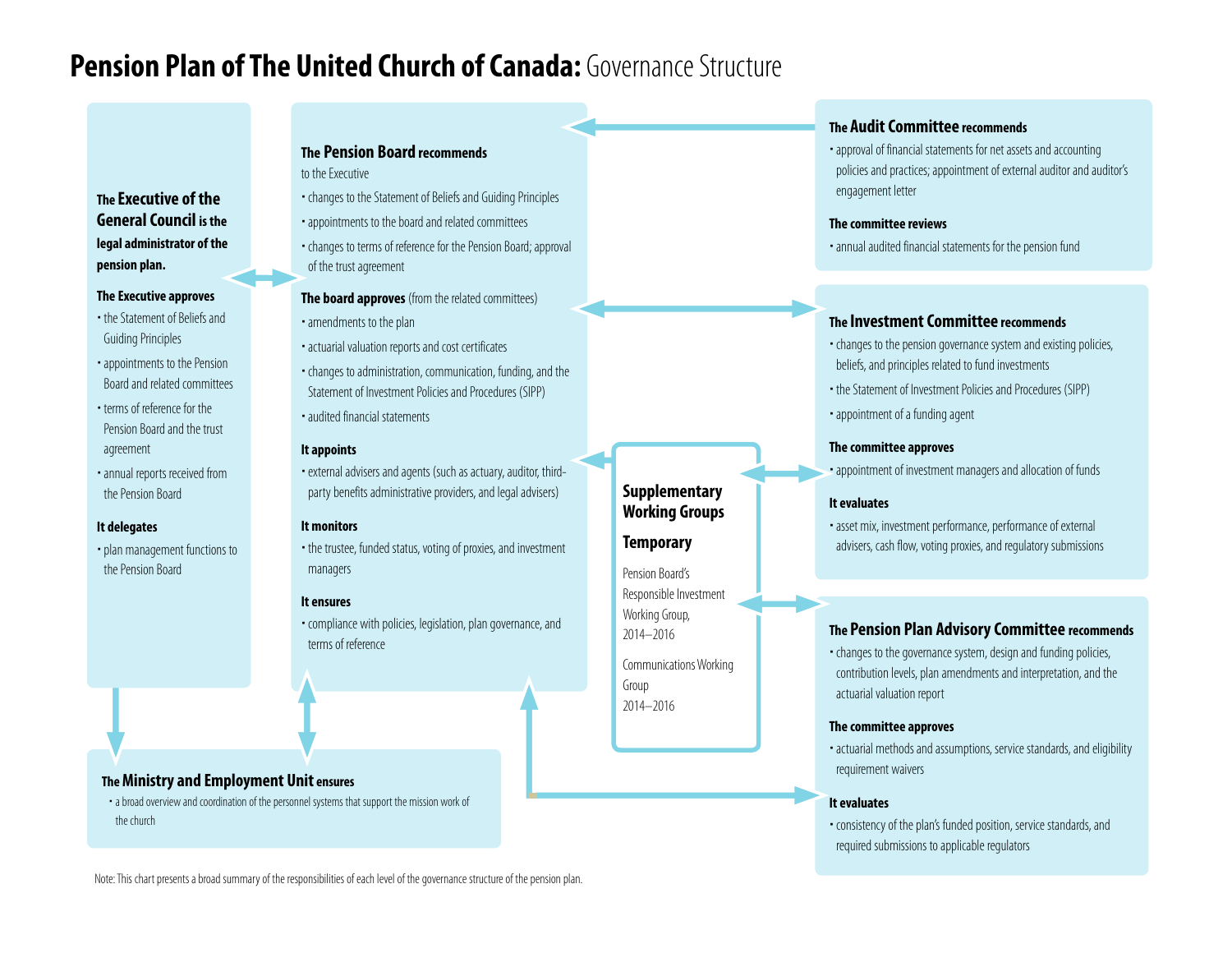# Pension Plan of The United Church of Canada: Governance Structure

## The Executive of the General Council is the legal administrator of the pension plan.

**The Executive approves**

- the Statement of Beliefs and Guiding Principles
- appointments to the Pension Board and related committees
- terms of reference for the Pension Board and the trust agreement
- annual reports received from the Pension Board

**It delegates**

- plan management functions to the Pension Board

## The Pension Board recommends

to the Executive

- changes to the Statement of Beliefs and Guiding Principles
- appointments to the board and related committees
- changes to terms of reference for the Pension Board; approval of the trust agreement

**The board approves** (from the related committees)

- amendments to the plan
- actuarial valuation reports and cost certificates
- changes to administration, communication, funding, and the Statement of Investment Policies and Procedures (SIPP)
- audited financial statements

**It appoints**

- external advisers and agents (such as actuary, auditor, third-party benefits administrative providers, and legal advisers)

**It monitors**

- the trustee, funded status, voting of proxies, and investment managers

**It ensures**

- compliance with policies, legislation, plan governance, and terms of reference

## The Audit Committee recommends

- approval of financial statements for net assets and accounting policies and practices; appointment of external auditor and auditor's engagement letter

**The committee reviews**

- annual audited financial statements for the pension fund

## The Investment Committee recommends

- changes to the pension governance system and existing policies, beliefs, and principles related to fund investments
- the Statement of Investment Policies and Procedures (SIPP)
- appointment of a funding agent

**The committee approves**

- appointment of investment managers and allocation of funds

**It evaluates**

- asset mix, investment performance, performance of external advisers, cash flow, voting proxies, and regulatory submissions

## Supplementary Working Groups

**Temporary**

Pension Board's Responsible Investment Working Group, 2014–2016

Communications Working Group 2014–2016

## The Pension Plan Advisory Committee recommends

- changes to the governance system, design and funding policies, contribution levels, plan amendments and interpretation, and the actuarial valuation report

**The committee approves**

- actuarial methods and assumptions, service standards, and eligibility requirement waivers

**It evaluates**

- consistency of the plan's funded position, service standards, and required submissions to applicable regulators

## The Ministry and Employment Unit ensures

- a broad overview and coordination of the personnel systems that support the mission work of the church

Note: This chart presents a broad summary of the responsibilities of each level of the governance structure of the pension plan.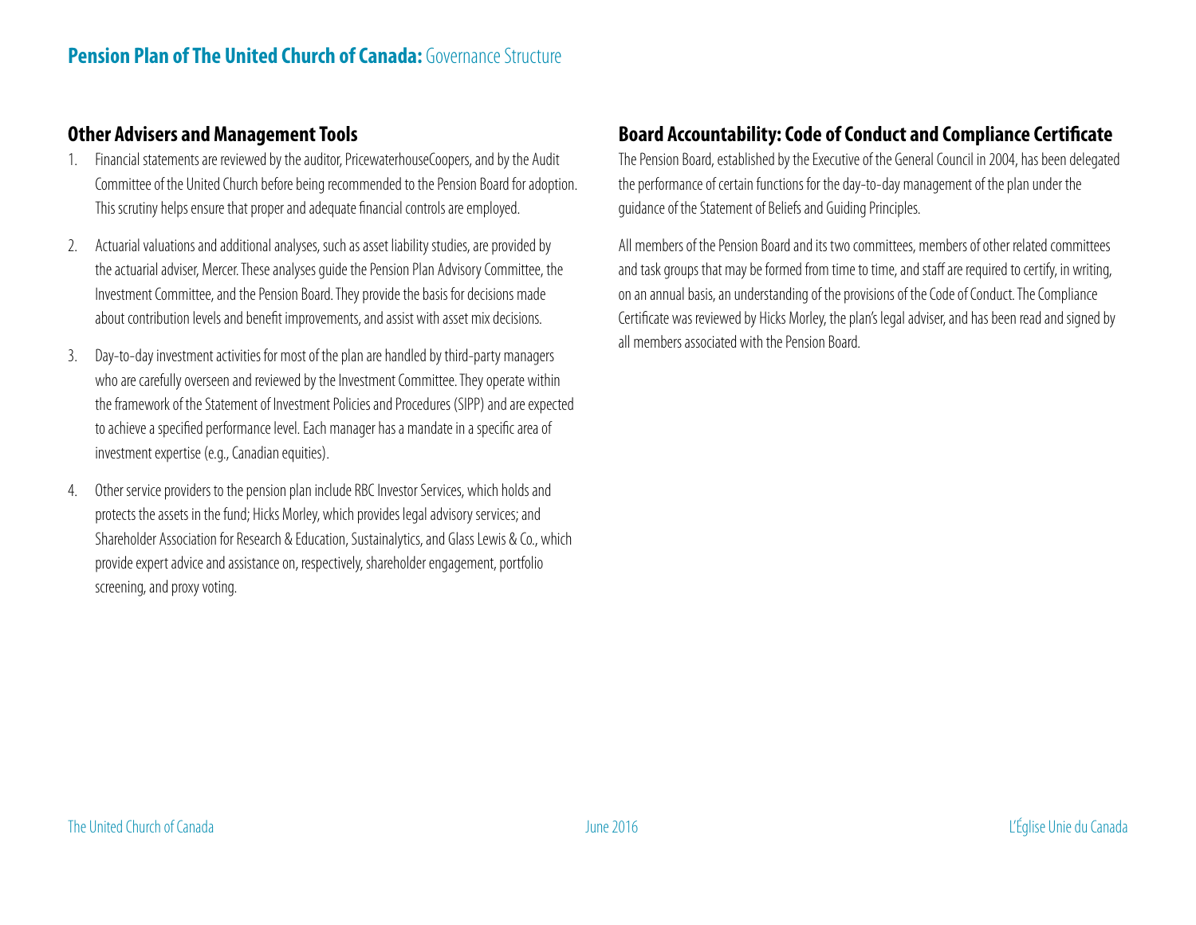## Other Advisers and Management Tools

1. Financial statements are reviewed by the auditor, PricewaterhouseCoopers, and by the Audit Committee of the United Church before being recommended to the Pension Board for adoption. This scrutiny helps ensure that proper and adequate financial controls are employed.

2. Actuarial valuations and additional analyses, such as asset liability studies, are provided by the actuarial adviser, Mercer. These analyses guide the Pension Plan Advisory Committee, the Investment Committee, and the Pension Board. They provide the basis for decisions made about contribution levels and benefit improvements, and assist with asset mix decisions.

3. Day-to-day investment activities for most of the plan are handled by third-party managers who are carefully overseen and reviewed by the Investment Committee. They operate within the framework of the Statement of Investment Policies and Procedures (SIPP) and are expected to achieve a specified performance level. Each manager has a mandate in a specific area of investment expertise (e.g., Canadian equities).

4. Other service providers to the pension plan include RBC Investor Services, which holds and protects the assets in the fund; Hicks Morley, which provides legal advisory services; and Shareholder Association for Research & Education, Sustainalytics, and Glass Lewis & Co., which provide expert advice and assistance on, respectively, shareholder engagement, portfolio screening, and proxy voting.

## Board Accountability: Code of Conduct and Compliance Certificate

The Pension Board, established by the Executive of the General Council in 2004, has been delegated the performance of certain functions for the day-to-day management of the plan under the guidance of the Statement of Beliefs and Guiding Principles.

All members of the Pension Board and its two committees, members of other related committees and task groups that may be formed from time to time, and staff are required to certify, in writing, on an annual basis, an understanding of the provisions of the Code of Conduct. The Compliance Certificate was reviewed by Hicks Morley, the plan's legal adviser, and has been read and signed by all members associated with the Pension Board.